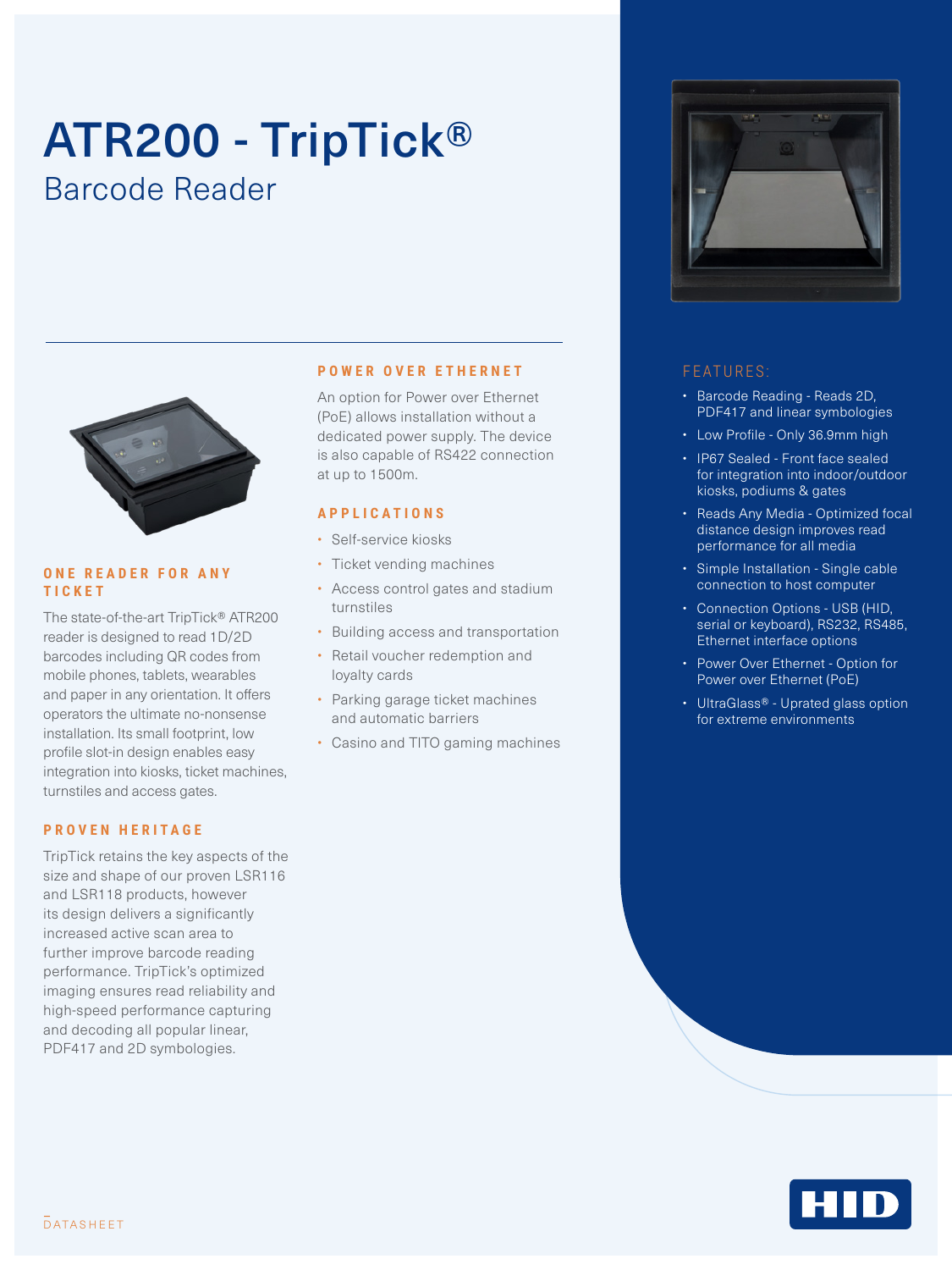# ATR200 - TripTick®

## Barcode Reader

### ONE READER FOR ANY TICKET

The state-of-the-art TripTick® ATR200 reader is designed to read 1D/2D barcodes including QR codes from mobile phones, tablets, wearables and paper in any orientation. It offers operators the ultimate no-nonsense installation. Its small footprint, low profile slot-in design enables easy integration into kiosks, ticket machines, turnstiles and access gates.

### PROVEN HERITAGE

TripTick retains the key aspects of the size and shape of our proven LSR116 and LSR118 products, however its design delivers a significantly increased active scan area to further improve barcode reading performance. TripTick's optimized imaging ensures read reliability and high-speed performance capturing and decoding all popular linear, PDF417 and 2D symbologies.

### POWER OVER ETHERNET

An option for Power over Ethernet (PoE) allows installation without a dedicated power supply. The device is also capable of RS422 connection at up to 1500m.

### APPLICATIONS

- Self-service kiosks
- Ticket vending machines
- Access control gates and stadium turnstiles
- Building access and transportation
- Retail voucher redemption and loyalty cards
- Parking garage ticket machines and automatic barriers
- Casino and TITO gaming machines

### FEATURES:

- Barcode Reading - Reads 2D, PDF417 and linear symbologies
- Low Profile - Only 36.9mm high
- IP67 Sealed - Front face sealed for integration into indoor/outdoor kiosks, podiums & gates
- Reads Any Media - Optimized focal distance design improves read performance for all media
- Simple Installation - Single cable connection to host computer
- Connection Options - USB (HID, serial or keyboard), RS232, RS485, Ethernet interface options
- Power Over Ethernet - Option for Power over Ethernet (PoE)
- UltraGlass® - Uprated glass option for extreme environments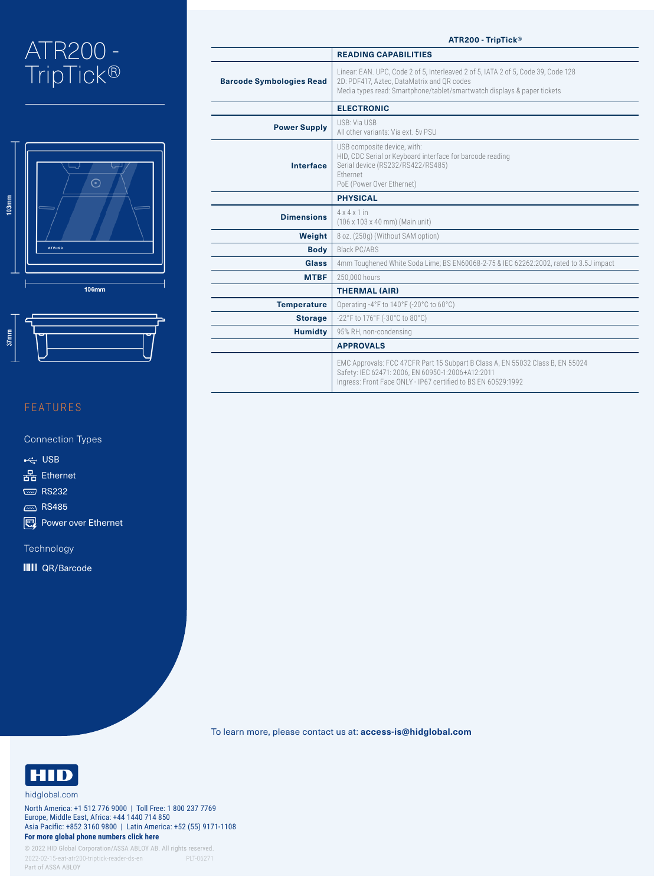# ATR200 - TripTick®

103mm

106mm

37mm

## FEATURES

### Connection Types

- USB
- Ethernet
- RS232
- RS485
- Power over Ethernet

### Technology

- QR/Barcode

| | ATR200 - TripTick® |
|---|---|
| | **READING CAPABILITIES** |
| **Barcode Symbologies Read** | Linear: EAN. UPC, Code 2 of 5, Interleaved 2 of 5, IATA 2 of 5, Code 39, Code 128<br>2D: PDF417, Aztec, DataMatrix and QR codes<br>Media types read: Smartphone/tablet/smartwatch displays & paper tickets |
| | **ELECTRONIC** |
| **Power Supply** | USB: Via USB<br>All other variants: Via ext. 5v PSU |
| **Interface** | USB composite device, with:<br>HID, CDC Serial or Keyboard interface for barcode reading<br>Serial device (RS232/RS422/RS485)<br>Ethernet<br>PoE (Power Over Ethernet) |
| | **PHYSICAL** |
| **Dimensions** | 4 x 4 x 1 in<br>(106 x 103 x 40 mm) (Main unit) |
| **Weight** | 8 oz. (250g) (Without SAM option) |
| **Body** | Black PC/ABS |
| **Glass** | 4mm Toughened White Soda Lime; BS EN60068-2-75 & IEC 62262:2002, rated to 3.5J impact |
| **MTBF** | 250,000 hours |
| | **THERMAL (AIR)** |
| **Temperature** | Operating -4°F to 140°F (-20°C to 60°C) |
| **Storage** | -22°F to 176°F (-30°C to 80°C) |
| **Humidty** | 95% RH, non-condensing |
| | **APPROVALS** |
| | EMC Approvals: FCC 47CFR Part 15 Subpart B Class A, EN 55032 Class B, EN 55024<br>Safety: IEC 62471: 2006, EN 60950-1:2006+A12:2011<br>Ingress: Front Face ONLY - IP67 certified to BS EN 60529:1992 |

To learn more, please contact us at: **access-is@hidglobal.com**

HID

hidglobal.com

North America: +1 512 776 9000 | Toll Free: 1 800 237 7769
Europe, Middle East, Africa: +44 1440 714 850
Asia Pacific: +852 3160 9800 | Latin America: +52 (55) 9171-1108
**For more global phone numbers click here**

© 2022 HID Global Corporation/ASSA ABLOY AB. All rights reserved.
2022-02-15-eat-atr200-triptick-reader-ds-en PLT-06271
Part of ASSA ABLOY